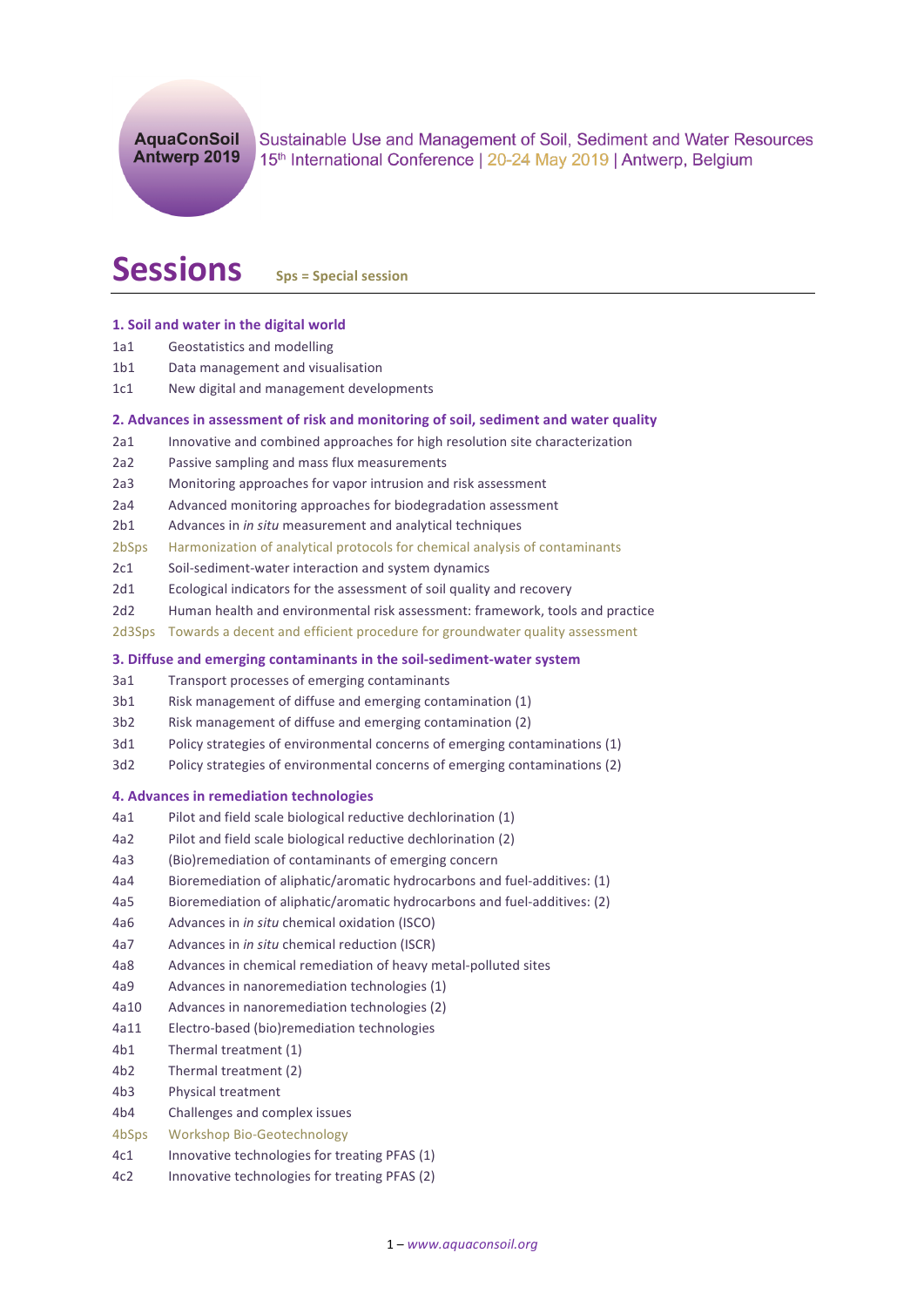AquaConSoil Antwerp 2019

Sustainable Use and Management of Soil, Sediment and Water Resources
15th International Conference | 20-24 May 2019 | Antwerp, Belgium

# Sessions

**Sps = Special session**

### 1. Soil and water in the digital world

1a1 Geostatistics and modelling
1b1 Data management and visualisation
1c1 New digital and management developments

### 2. Advances in assessment of risk and monitoring of soil, sediment and water quality

2a1 Innovative and combined approaches for high resolution site characterization
2a2 Passive sampling and mass flux measurements
2a3 Monitoring approaches for vapor intrusion and risk assessment
2a4 Advanced monitoring approaches for biodegradation assessment
2b1 Advances in *in situ* measurement and analytical techniques
2bSps Harmonization of analytical protocols for chemical analysis of contaminants
2c1 Soil-sediment-water interaction and system dynamics
2d1 Ecological indicators for the assessment of soil quality and recovery
2d2 Human health and environmental risk assessment: framework, tools and practice
2d3Sps Towards a decent and efficient procedure for groundwater quality assessment

### 3. Diffuse and emerging contaminants in the soil-sediment-water system

3a1 Transport processes of emerging contaminants
3b1 Risk management of diffuse and emerging contamination (1)
3b2 Risk management of diffuse and emerging contamination (2)
3d1 Policy strategies of environmental concerns of emerging contaminations (1)
3d2 Policy strategies of environmental concerns of emerging contaminations (2)

### 4. Advances in remediation technologies

4a1 Pilot and field scale biological reductive dechlorination (1)
4a2 Pilot and field scale biological reductive dechlorination (2)
4a3 (Bio)remediation of contaminants of emerging concern
4a4 Bioremediation of aliphatic/aromatic hydrocarbons and fuel-additives: (1)
4a5 Bioremediation of aliphatic/aromatic hydrocarbons and fuel-additives: (2)
4a6 Advances in *in situ* chemical oxidation (ISCO)
4a7 Advances in *in situ* chemical reduction (ISCR)
4a8 Advances in chemical remediation of heavy metal-polluted sites
4a9 Advances in nanoremediation technologies (1)
4a10 Advances in nanoremediation technologies (2)
4a11 Electro-based (bio)remediation technologies
4b1 Thermal treatment (1)
4b2 Thermal treatment (2)
4b3 Physical treatment
4b4 Challenges and complex issues
4bSps Workshop Bio-Geotechnology
4c1 Innovative technologies for treating PFAS (1)
4c2 Innovative technologies for treating PFAS (2)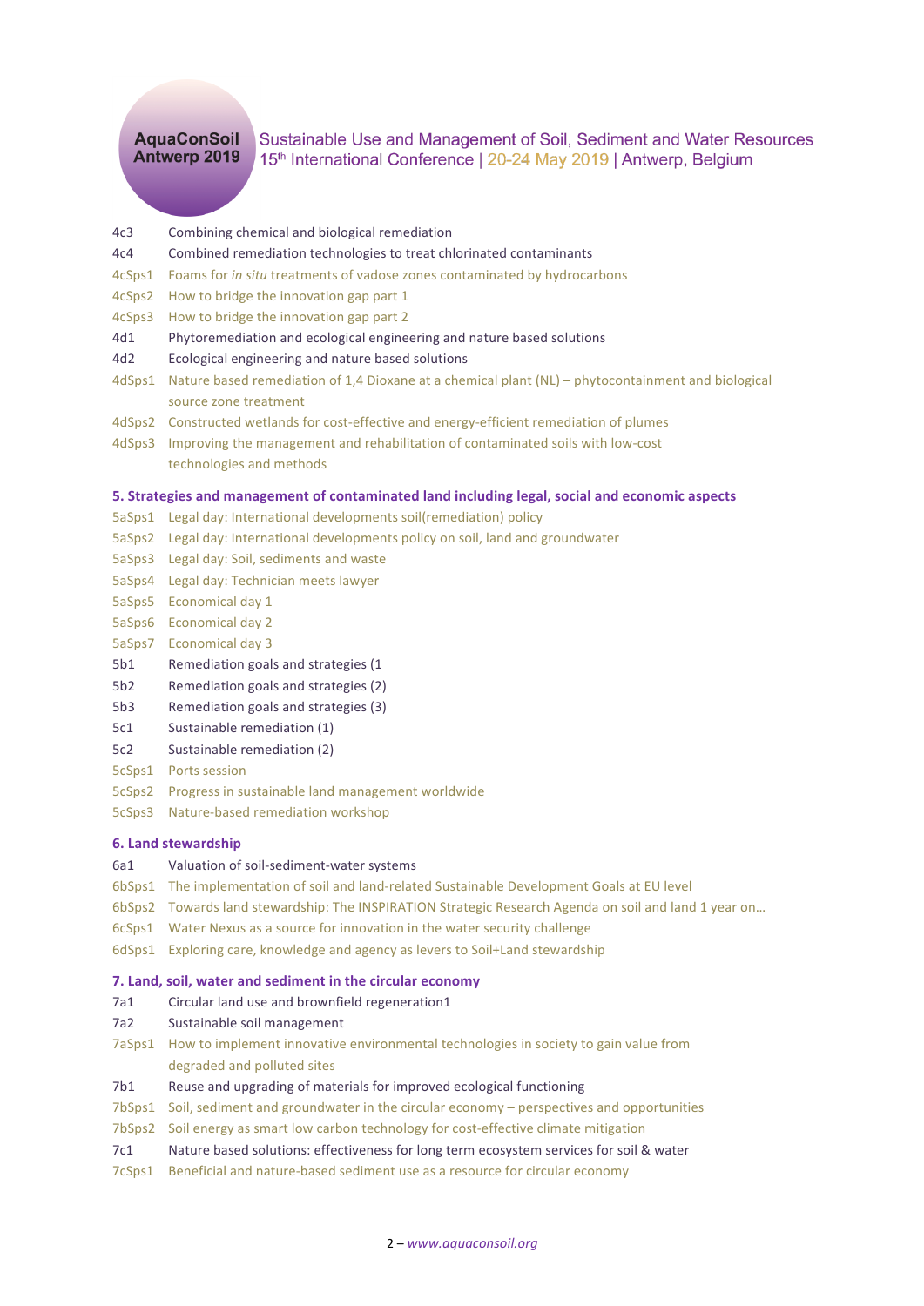4c3 Combining chemical and biological remediation

4c4 Combined remediation technologies to treat chlorinated contaminants

4cSps1 Foams for *in situ* treatments of vadose zones contaminated by hydrocarbons

4cSps2 How to bridge the innovation gap part 1

4cSps3 How to bridge the innovation gap part 2

4d1 Phytoremediation and ecological engineering and nature based solutions

4d2 Ecological engineering and nature based solutions

4dSps1 Nature based remediation of 1,4 Dioxane at a chemical plant (NL) – phytocontainment and biological source zone treatment

4dSps2 Constructed wetlands for cost-effective and energy-efficient remediation of plumes

4dSps3 Improving the management and rehabilitation of contaminated soils with low-cost technologies and methods

**5. Strategies and management of contaminated land including legal, social and economic aspects**

5aSps1 Legal day: International developments soil(remediation) policy

5aSps2 Legal day: International developments policy on soil, land and groundwater

5aSps3 Legal day: Soil, sediments and waste

5aSps4 Legal day: Technician meets lawyer

5aSps5 Economical day 1

5aSps6 Economical day 2

5aSps7 Economical day 3

5b1 Remediation goals and strategies (1

5b2 Remediation goals and strategies (2)

5b3 Remediation goals and strategies (3)

5c1 Sustainable remediation (1)

5c2 Sustainable remediation (2)

5cSps1 Ports session

5cSps2 Progress in sustainable land management worldwide

5cSps3 Nature-based remediation workshop

**6. Land stewardship**

6a1 Valuation of soil-sediment-water systems

6bSps1 The implementation of soil and land-related Sustainable Development Goals at EU level

6bSps2 Towards land stewardship: The INSPIRATION Strategic Research Agenda on soil and land 1 year on…

6cSps1 Water Nexus as a source for innovation in the water security challenge

6dSps1 Exploring care, knowledge and agency as levers to Soil+Land stewardship

**7. Land, soil, water and sediment in the circular economy**

7a1 Circular land use and brownfield regeneration1

7a2 Sustainable soil management

7aSps1 How to implement innovative environmental technologies in society to gain value from degraded and polluted sites

7b1 Reuse and upgrading of materials for improved ecological functioning

7bSps1 Soil, sediment and groundwater in the circular economy – perspectives and opportunities

7bSps2 Soil energy as smart low carbon technology for cost-effective climate mitigation

7c1 Nature based solutions: effectiveness for long term ecosystem services for soil & water

7cSps1 Beneficial and nature-based sediment use as a resource for circular economy